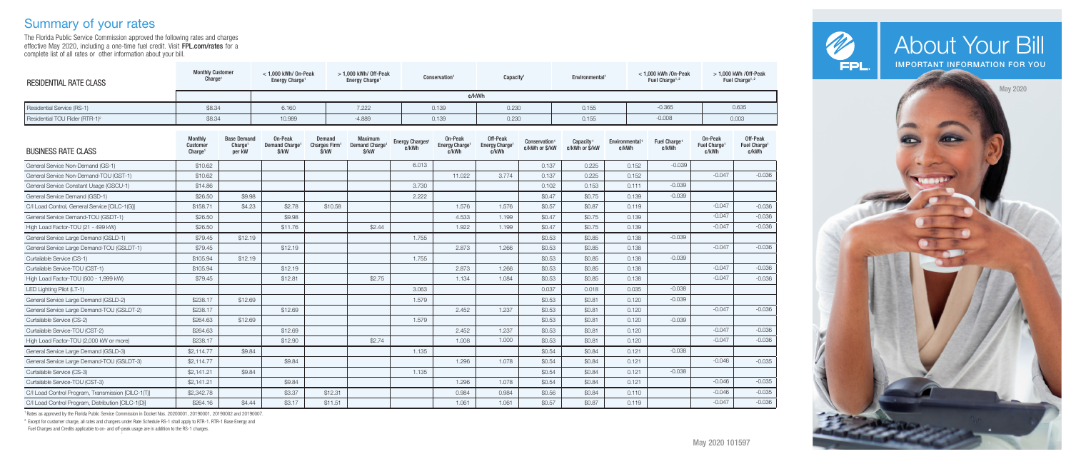# Summary of your rates

The Florida Public Service Commission approved the following rates and charges effective May 2020, including a one-time fuel credit. Visit **FPL.com/rates** for a complete list of all rates or other information about your bill.

| RESIDENTIAL RATE CLASS | Monthly Customer Charge[1] | < 1,000 kWh/ On-Peak Energy Charge[1] | > 1,000 kWh/ Off-Peak Energy Charge[1] | Conservation[1] | Capacity[1] | Environmental[1] | < 1,000 kWh /On-Peak Fuel Charge[1, 2] | > 1,000 kWh /Off-Peak Fuel Charge[1, 2] |
|---|---|---|---|---|---|---|---|---|
| | | ¢/kWh | | | | | | |
| Residential Service (RS-1) | $8.34 | 6.160 | 7.222 | 0.139 | 0.230 | 0.155 | -0.365 | 0.635 |
| Residential TOU Rider (RTR-1)[2] | $8.34 | 10.989 | -4.889 | 0.139 | 0.230 | 0.155 | -0.008 | 0.003 |

| BUSINESS RATE CLASS | Monthly Customer Charge[1] | Base Demand Charge[1] per kW | On-Peak Demand Charge[1] $/kW | Demand Charges Firm[1] $/kW | Maximum Demand Charge[1] $/kW | Energy Charges[1] ¢/kWh | On-Peak Energy Charge[1] ¢/kWh | Off-Peak Energy Charge[1] ¢/kWh | Conservation[1] ¢/kWh or $/kW | Capacity[1] ¢/kWh or $/kW | Environmental[1] ¢/kWh | Fuel Charge[1] ¢/kWh | On-Peak Fuel Charge[1] ¢/kWh | Off-Peak Fuel Charge[1] ¢/kWh |
|---|---|---|---|---|---|---|---|---|---|---|---|---|---|---|
| General Service Non-Demand (GS-1) | $10.62 | | | | | 6.013 | | | 0.137 | 0.225 | 0.152 | -0.039 | | |
| General Service Non-Demand-TOU (GST-1) | $10.62 | | | | | | 11.022 | 3.774 | 0.137 | 0.225 | 0.152 | | -0.047 | -0.036 |
| General Service Constant Usage (GSCU-1) | $14.86 | | | | | 3.730 | | | 0.102 | 0.153 | 0.111 | -0.039 | | |
| General Service Demand (GSD-1) | $26.50 | $9.98 | | | | 2.222 | | | $0.47 | $0.75 | 0.139 | -0.039 | | |
| C/I Load Control, General Service [CILC-1(G)] | $158.71 | $4.23 | $2.78 | $10.58 | | | 1.576 | 1.576 | $0.57 | $0.87 | 0.119 | | -0.047 | -0.036 |
| General Service Demand-TOU (GSDT-1) | $26.50 | | $9.98 | | | | 4.533 | 1.199 | $0.47 | $0.75 | 0.139 | | -0.047 | -0.036 |
| High Load Factor-TOU (21 - 499 kW) | $26.50 | | $11.76 | | $2.44 | | 1.922 | 1.199 | $0.47 | $0.75 | 0.139 | | -0.047 | -0.036 |
| General Service Large Demand (GSLD-1) | $79.45 | $12.19 | | | | 1.755 | | | $0.53 | $0.85 | 0.138 | -0.039 | | |
| General Service Large Demand-TOU (GSLDT-1) | $79.45 | | $12.19 | | | | 2.873 | 1.266 | $0.53 | $0.85 | 0.138 | | -0.047 | -0.036 |
| Curtailable Service (CS-1) | $105.94 | $12.19 | | | | 1.755 | | | $0.53 | $0.85 | 0.138 | -0.039 | | |
| Curtailable Service-TOU (CST-1) | $105.94 | | $12.19 | | | | 2.873 | 1.266 | $0.53 | $0.85 | 0.138 | | -0.047 | -0.036 |
| High Load Factor-TOU (500 - 1,999 kW) | $79.45 | | $12.81 | | $2.75 | | 1.134 | 1.084 | $0.53 | $0.85 | 0.138 | | -0.047 | -0.036 |
| LED Lighting Pilot (LT-1) | | | | | | 3.063 | | | 0.037 | 0.018 | 0.035 | -0.038 | | |
| General Service Large Demand (GSLD-2) | $238.17 | $12.69 | | | | 1.579 | | | $0.53 | $0.81 | 0.120 | -0.039 | | |
| General Service Large Demand-TOU (GSLDT-2) | $238.17 | | $12.69 | | | | 2.452 | 1.237 | $0.53 | $0.81 | 0.120 | | -0.047 | -0.036 |
| Curtailable Service (CS-2) | $264.63 | $12.69 | | | | 1.579 | | | $0.53 | $0.81 | 0.120 | -0.039 | | |
| Curtailable Service-TOU (CST-2) | $264.63 | | $12.69 | | | | 2.452 | 1.237 | $0.53 | $0.81 | 0.120 | | -0.047 | -0.036 |
| High Load Factor-TOU (2,000 kW or more) | $238.17 | | $12.90 | | $2.74 | | 1.008 | 1.000 | $0.53 | $0.81 | 0.120 | | -0.047 | -0.036 |
| General Service Large Demand (GSLD-3) | $2,114.77 | $9.84 | | | | 1.135 | | | $0.54 | $0.84 | 0.121 | -0.038 | | |
| General Service Large Demand-TOU (GSLDT-3) | $2,114.77 | | $9.84 | | | | 1.296 | 1.078 | $0.54 | $0.84 | 0.121 | | -0.046 | -0.035 |
| Curtailable Service (CS-3) | $2,141.21 | $9.84 | | | | 1.135 | | | $0.54 | $0.84 | 0.121 | -0.038 | | |
| Curtailable Service-TOU (CST-3) | $2,141.21 | | $9.84 | | | | 1.296 | 1.078 | $0.54 | $0.84 | 0.121 | | -0.046 | -0.035 |
| C/I Load Control Program, Transmission [CILC-1(T)] | $2,342.78 | | $3.37 | $12.31 | | | 0.984 | 0.984 | $0.56 | $0.84 | 0.110 | | -0.046 | -0.035 |
| C/I Load Control Program, Distribution [CILC-1(D)] | $264.16 | $4.44 | $3.17 | $11.51 | | | 1.061 | 1.061 | $0.57 | $0.87 | 0.119 | | -0.047 | -0.036 |

[1] Rates as approved by the Florida Public Service Commission in Docket Nos. 20200001, 20190001, 20190002 and 20190007.

[2] Except for customer charge, all rates and chargers under Rate Schedule RS-1 shall apply to RTR-1. RTR-1 Base Energy and Fuel Charges and Credits applicable to on- and off-peak usage are in addition to the RS-1 charges.

# About Your Bill

IMPORTANT INFORMATION FOR YOU

May 2020

May 2020 101597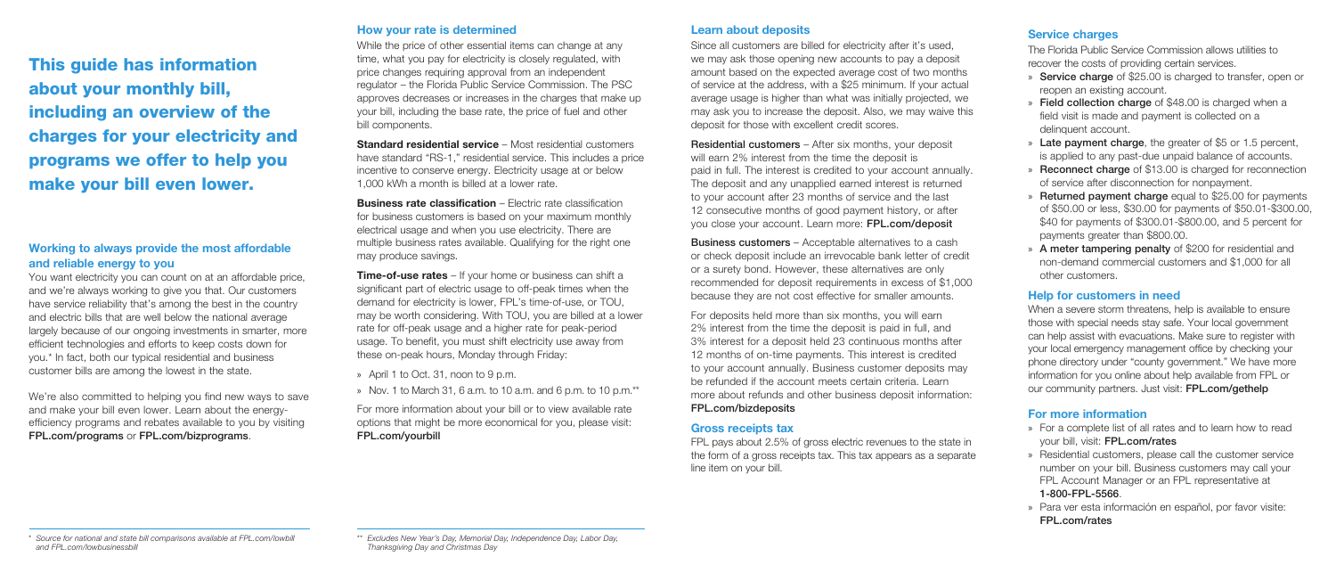# This guide has information about your monthly bill, including an overview of the charges for your electricity and programs we offer to help you make your bill even lower.

## Working to always provide the most affordable and reliable energy to you

You want electricity you can count on at an affordable price, and we're always working to give you that. Our customers have service reliability that's among the best in the country and electric bills that are well below the national average largely because of our ongoing investments in smarter, more efficient technologies and efforts to keep costs down for you.* In fact, both our typical residential and business customer bills are among the lowest in the state.

We're also committed to helping you find new ways to save and make your bill even lower. Learn about the energy-efficiency programs and rebates available to you by visiting **FPL.com/programs** or **FPL.com/bizprograms**.

## How your rate is determined

While the price of other essential items can change at any time, what you pay for electricity is closely regulated, with price changes requiring approval from an independent regulator – the Florida Public Service Commission. The PSC approves decreases or increases in the charges that make up your bill, including the base rate, the price of fuel and other bill components.

**Standard residential service** – Most residential customers have standard "RS-1," residential service. This includes a price incentive to conserve energy. Electricity usage at or below 1,000 kWh a month is billed at a lower rate.

**Business rate classification** – Electric rate classification for business customers is based on your maximum monthly electrical usage and when you use electricity. There are multiple business rates available. Qualifying for the right one may produce savings.

**Time-of-use rates** – If your home or business can shift a significant part of electric usage to off-peak times when the demand for electricity is lower, FPL's time-of-use, or TOU, may be worth considering. With TOU, you are billed at a lower rate for off-peak usage and a higher rate for peak-period usage. To benefit, you must shift electricity use away from these on-peak hours, Monday through Friday:

- April 1 to Oct. 31, noon to 9 p.m.
- Nov. 1 to March 31, 6 a.m. to 10 a.m. and 6 p.m. to 10 p.m.**

For more information about your bill or to view available rate options that might be more economical for you, please visit: **FPL.com/yourbill**

## Learn about deposits

Since all customers are billed for electricity after it's used, we may ask those opening new accounts to pay a deposit amount based on the expected average cost of two months of service at the address, with a $25 minimum. If your actual average usage is higher than what was initially projected, we may ask you to increase the deposit. Also, we may waive this deposit for those with excellent credit scores.

**Residential customers** – After six months, your deposit will earn 2% interest from the time the deposit is paid in full. The interest is credited to your account annually. The deposit and any unapplied earned interest is returned to your account after 23 months of service and the last 12 consecutive months of good payment history, or after you close your account. Learn more: **FPL.com/deposit**

**Business customers** – Acceptable alternatives to a cash or check deposit include an irrevocable bank letter of credit or a surety bond. However, these alternatives are only recommended for deposit requirements in excess of $1,000 because they are not cost effective for smaller amounts.

For deposits held more than six months, you will earn 2% interest from the time the deposit is paid in full, and 3% interest for a deposit held 23 continuous months after 12 months of on-time payments. This interest is credited to your account annually. Business customer deposits may be refunded if the account meets certain criteria. Learn more about refunds and other business deposit information: **FPL.com/bizdeposits**

## Gross receipts tax

FPL pays about 2.5% of gross electric revenues to the state in the form of a gross receipts tax. This tax appears as a separate line item on your bill.

## Service charges

The Florida Public Service Commission allows utilities to recover the costs of providing certain services.

- **Service charge** of $25.00 is charged to transfer, open or reopen an existing account.
- **Field collection charge** of $48.00 is charged when a field visit is made and payment is collected on a delinquent account.
- **Late payment charge**, the greater of $5 or 1.5 percent, is applied to any past-due unpaid balance of accounts.
- **Reconnect charge** of $13.00 is charged for reconnection of service after disconnection for nonpayment.
- **Returned payment charge** equal to $25.00 for payments of $50.00 or less, $30.00 for payments of $50.01-$300.00, $40 for payments of $300.01-$800.00, and 5 percent for payments greater than $800.00.
- **A meter tampering penalty** of $200 for residential and non-demand commercial customers and $1,000 for all other customers.

## Help for customers in need

When a severe storm threatens, help is available to ensure those with special needs stay safe. Your local government can help assist with evacuations. Make sure to register with your local emergency management office by checking your phone directory under "county government." We have more information for you online about help available from FPL or our community partners. Just visit: **FPL.com/gethelp**

## For more information

- For a complete list of all rates and to learn how to read your bill, visit: **FPL.com/rates**
- Residential customers, please call the customer service number on your bill. Business customers may call your FPL Account Manager or an FPL representative at **1-800-FPL-5566**.
- Para ver esta información en español, por favor visite: **FPL.com/rates**

---

*\* Source for national and state bill comparisons available at FPL.com/lowbill and FPL.com/lowbusinessbill*

*\*\* Excludes New Year's Day, Memorial Day, Independence Day, Labor Day, Thanksgiving Day and Christmas Day*